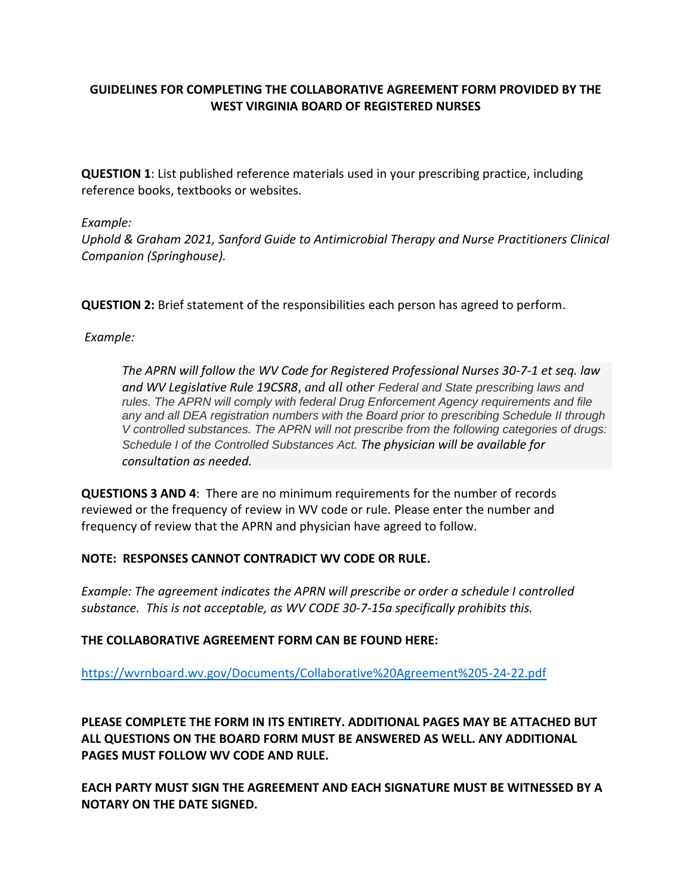# GUIDELINES FOR COMPLETING THE COLLABORATIVE AGREEMENT FORM PROVIDED BY THE WEST VIRGINIA BOARD OF REGISTERED NURSES

**QUESTION 1**: List published reference materials used in your prescribing practice, including reference books, textbooks or websites.

*Example:*
*Uphold & Graham 2021, Sanford Guide to Antimicrobial Therapy and Nurse Practitioners Clinical Companion (Springhouse).*

**QUESTION 2:** Brief statement of the responsibilities each person has agreed to perform.

*Example:*

> *The APRN will follow the WV Code for Registered Professional Nurses 30-7-1 et seq. law and WV Legislative Rule 19CSR8, and all other Federal and State prescribing laws and rules. The APRN will comply with federal Drug Enforcement Agency requirements and file any and all DEA registration numbers with the Board prior to prescribing Schedule II through V controlled substances. The APRN will not prescribe from the following categories of drugs: Schedule I of the Controlled Substances Act. The physician will be available for consultation as needed.*

**QUESTIONS 3 AND 4**: There are no minimum requirements for the number of records reviewed or the frequency of review in WV code or rule. Please enter the number and frequency of review that the APRN and physician have agreed to follow.

**NOTE: RESPONSES CANNOT CONTRADICT WV CODE OR RULE.**

*Example: The agreement indicates the APRN will prescribe or order a schedule I controlled substance. This is not acceptable, as WV CODE 30-7-15a specifically prohibits this.*

**THE COLLABORATIVE AGREEMENT FORM CAN BE FOUND HERE:**

https://wvrnboard.wv.gov/Documents/Collaborative%20Agreement%205-24-22.pdf

**PLEASE COMPLETE THE FORM IN ITS ENTIRETY. ADDITIONAL PAGES MAY BE ATTACHED BUT ALL QUESTIONS ON THE BOARD FORM MUST BE ANSWERED AS WELL. ANY ADDITIONAL PAGES MUST FOLLOW WV CODE AND RULE.**

**EACH PARTY MUST SIGN THE AGREEMENT AND EACH SIGNATURE MUST BE WITNESSED BY A NOTARY ON THE DATE SIGNED.**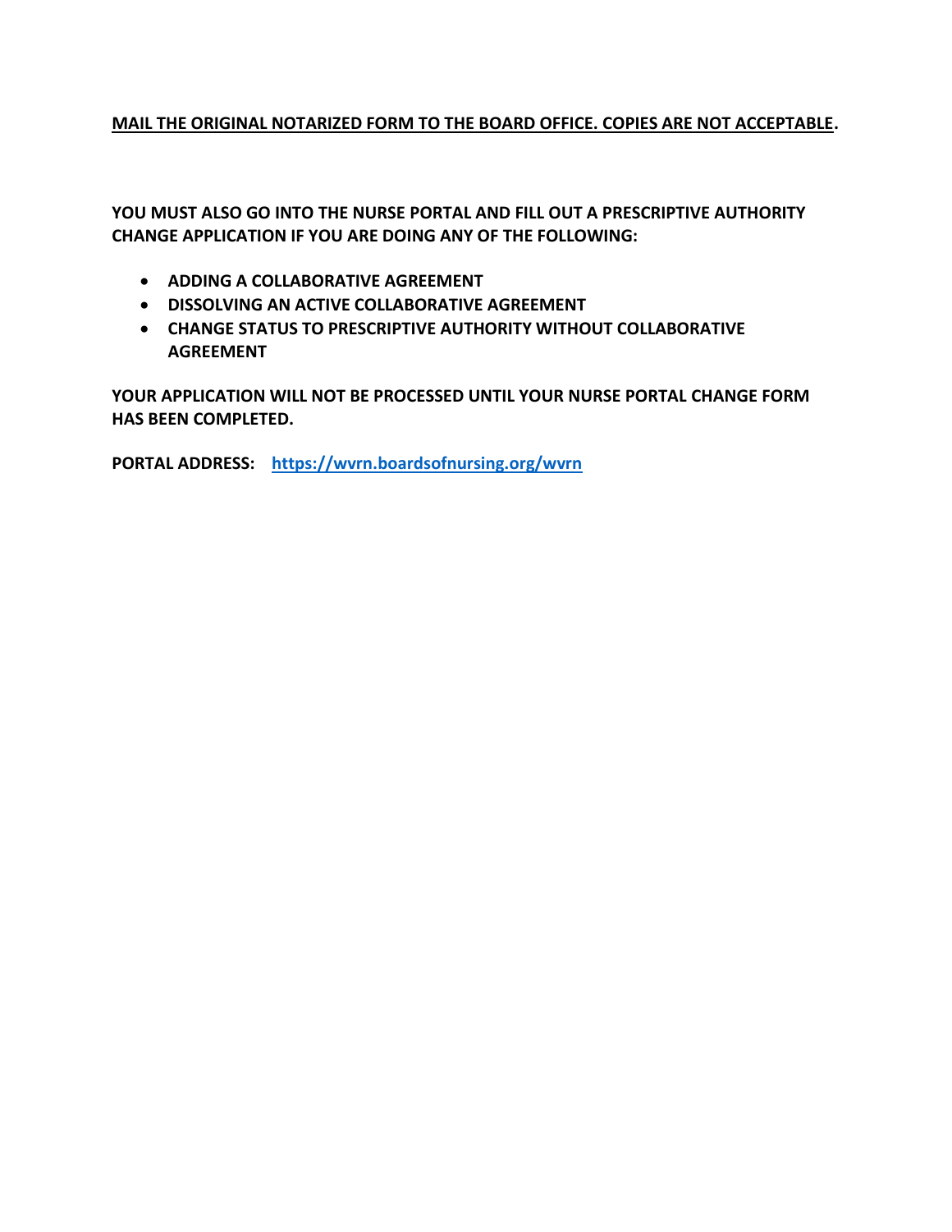**<u>MAIL THE ORIGINAL NOTARIZED FORM TO THE BOARD OFFICE. COPIES ARE NOT ACCEPTABLE</u>.**

**YOU MUST ALSO GO INTO THE NURSE PORTAL AND FILL OUT A PRESCRIPTIVE AUTHORITY CHANGE APPLICATION IF YOU ARE DOING ANY OF THE FOLLOWING:**

- **ADDING A COLLABORATIVE AGREEMENT**
- **DISSOLVING AN ACTIVE COLLABORATIVE AGREEMENT**
- **CHANGE STATUS TO PRESCRIPTIVE AUTHORITY WITHOUT COLLABORATIVE AGREEMENT**

**YOUR APPLICATION WILL NOT BE PROCESSED UNTIL YOUR NURSE PORTAL CHANGE FORM HAS BEEN COMPLETED.**

**PORTAL ADDRESS:** **https://wvrn.boardsofnursing.org/wvrn**